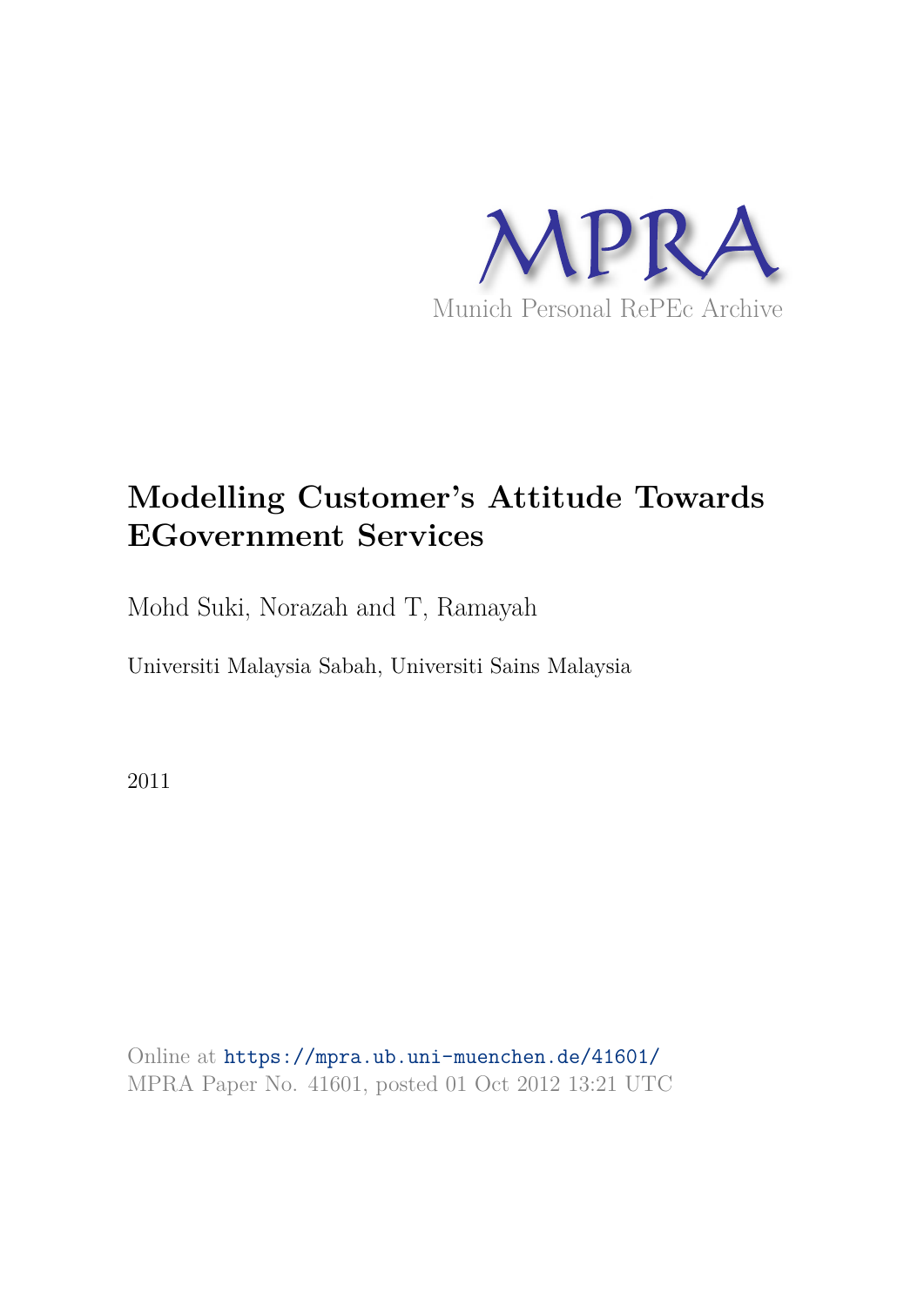MPRA

Munich Personal RePEc Archive

# Modelling Customer's Attitude Towards EGovernment Services

Mohd Suki, Norazah and T, Ramayah

Universiti Malaysia Sabah, Universiti Sains Malaysia

2011

Online at https://mpra.ub.uni-muenchen.de/41601/
MPRA Paper No. 41601, posted 01 Oct 2012 13:21 UTC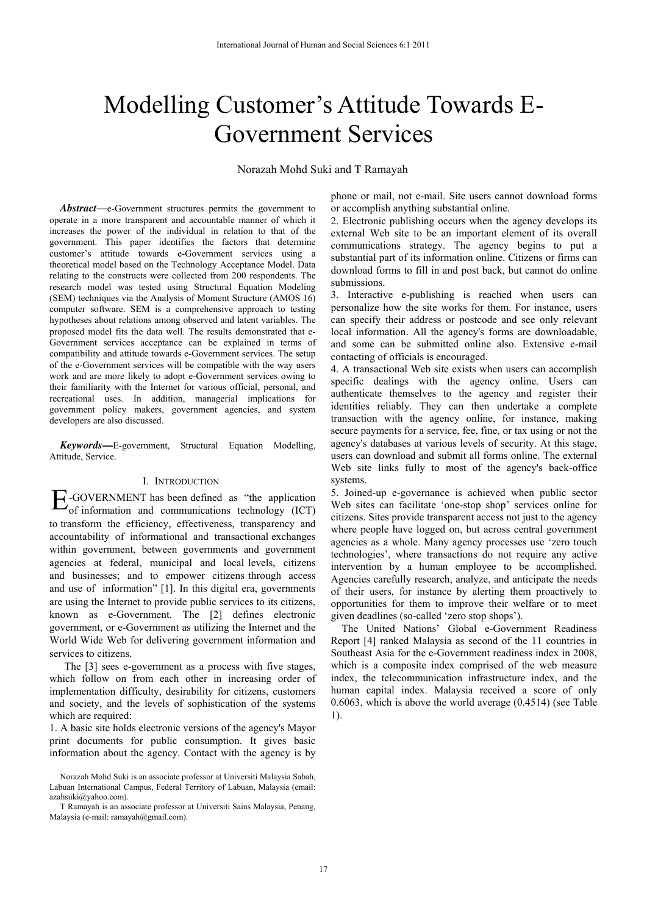# Modelling Customer's Attitude Towards E-Government Services

Norazah Mohd Suki and T Ramayah

***Abstract*****—**e-Government structures permits the government to operate in a more transparent and accountable manner of which it increases the power of the individual in relation to that of the government. This paper identifies the factors that determine customer's attitude towards e-Government services using a theoretical model based on the Technology Acceptance Model. Data relating to the constructs were collected from 200 respondents. The research model was tested using Structural Equation Modeling (SEM) techniques via the Analysis of Moment Structure (AMOS 16) computer software. SEM is a comprehensive approach to testing hypotheses about relations among observed and latent variables. The proposed model fits the data well. The results demonstrated that e-Government services acceptance can be explained in terms of compatibility and attitude towards e-Government services. The setup of the e-Government services will be compatible with the way users work and are more likely to adopt e-Government services owing to their familiarity with the Internet for various official, personal, and recreational uses. In addition, managerial implications for government policy makers, government agencies, and system developers are also discussed.

***Keywords*****—**E-government, Structural Equation Modelling, Attitude, Service.

## I. Introduction

E-GOVERNMENT has been defined as "the application of information and communications technology (ICT) to transform the efficiency, effectiveness, transparency and accountability of informational and transactional exchanges within government, between governments and government agencies at federal, municipal and local levels, citizens and businesses; and to empower citizens through access and use of information" [1]. In this digital era, governments are using the Internet to provide public services to its citizens, known as e-Government. The [2] defines electronic government, or e-Government as utilizing the Internet and the World Wide Web for delivering government information and services to citizens.

The [3] sees e-government as a process with five stages, which follow on from each other in increasing order of implementation difficulty, desirability for citizens, customers and society, and the levels of sophistication of the systems which are required:

1. A basic site holds electronic versions of the agency's Mayor print documents for public consumption. It gives basic information about the agency. Contact with the agency is by phone or mail, not e-mail. Site users cannot download forms or accomplish anything substantial online.
2. Electronic publishing occurs when the agency develops its external Web site to be an important element of its overall communications strategy. The agency begins to put a substantial part of its information online. Citizens or firms can download forms to fill in and post back, but cannot do online submissions.
3. Interactive e-publishing is reached when users can personalize how the site works for them. For instance, users can specify their address or postcode and see only relevant local information. All the agency's forms are downloadable, and some can be submitted online also. Extensive e-mail contacting of officials is encouraged.
4. A transactional Web site exists when users can accomplish specific dealings with the agency online. Users can authenticate themselves to the agency and register their identities reliably. They can then undertake a complete transaction with the agency online, for instance, making secure payments for a service, fee, fine, or tax using or not the agency's databases at various levels of security. At this stage, users can download and submit all forms online. The external Web site links fully to most of the agency's back-office systems.
5. Joined-up e-governance is achieved when public sector Web sites can facilitate 'one-stop shop' services online for citizens. Sites provide transparent access not just to the agency where people have logged on, but across central government agencies as a whole. Many agency processes use 'zero touch technologies', where transactions do not require any active intervention by a human employee to be accomplished. Agencies carefully research, analyze, and anticipate the needs of their users, for instance by alerting them proactively to opportunities for them to improve their welfare or to meet given deadlines (so-called 'zero stop shops').

The United Nations' Global e-Government Readiness Report [4] ranked Malaysia as second of the 11 countries in Southeast Asia for the e-Government readiness index in 2008, which is a composite index comprised of the web measure index, the telecommunication infrastructure index, and the human capital index. Malaysia received a score of only 0.6063, which is above the world average (0.4514) (see Table 1).

Norazah Mohd Suki is an associate professor at Universiti Malaysia Sabah, Labuan International Campus, Federal Territory of Labuan, Malaysia (email: azahsuki@yahoo.com).

T Ramayah is an associate professor at Universiti Sains Malaysia, Penang, Malaysia (e-mail: ramayah@gmail.com).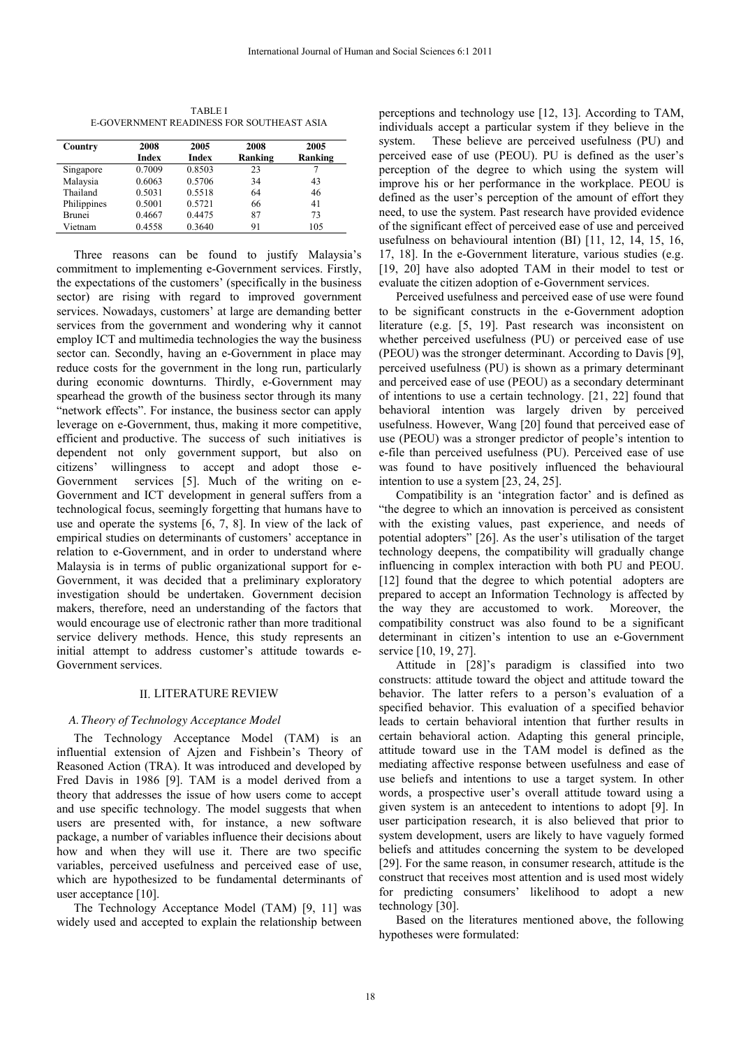TABLE I
E-GOVERNMENT READINESS FOR SOUTHEAST ASIA

| Country | 2008 Index | 2005 Index | 2008 Ranking | 2005 Ranking |
|---|---|---|---|---|
| Singapore | 0.7009 | 0.8503 | 23 | 7 |
| Malaysia | 0.6063 | 0.5706 | 34 | 43 |
| Thailand | 0.5031 | 0.5518 | 64 | 46 |
| Philippines | 0.5001 | 0.5721 | 66 | 41 |
| Brunei | 0.4667 | 0.4475 | 87 | 73 |
| Vietnam | 0.4558 | 0.3640 | 91 | 105 |

Three reasons can be found to justify Malaysia's commitment to implementing e-Government services. Firstly, the expectations of the customers' (specifically in the business sector) are rising with regard to improved government services. Nowadays, customers' at large are demanding better services from the government and wondering why it cannot employ ICT and multimedia technologies the way the business sector can. Secondly, having an e-Government in place may reduce costs for the government in the long run, particularly during economic downturns. Thirdly, e-Government may spearhead the growth of the business sector through its many "network effects". For instance, the business sector can apply leverage on e-Government, thus, making it more competitive, efficient and productive. The success of such initiatives is dependent not only government support, but also on citizens' willingness to accept and adopt those e-Government services [5]. Much of the writing on e-Government and ICT development in general suffers from a technological focus, seemingly forgetting that humans have to use and operate the systems [6, 7, 8]. In view of the lack of empirical studies on determinants of customers' acceptance in relation to e-Government, and in order to understand where Malaysia is in terms of public organizational support for e-Government, it was decided that a preliminary exploratory investigation should be undertaken. Government decision makers, therefore, need an understanding of the factors that would encourage use of electronic rather than more traditional service delivery methods. Hence, this study represents an initial attempt to address customer's attitude towards e-Government services.

## II. LITERATURE REVIEW

### *A. Theory of Technology Acceptance Model*

The Technology Acceptance Model (TAM) is an influential extension of Ajzen and Fishbein's Theory of Reasoned Action (TRA). It was introduced and developed by Fred Davis in 1986 [9]. TAM is a model derived from a theory that addresses the issue of how users come to accept and use specific technology. The model suggests that when users are presented with, for instance, a new software package, a number of variables influence their decisions about how and when they will use it. There are two specific variables, perceived usefulness and perceived ease of use, which are hypothesized to be fundamental determinants of user acceptance [10].

The Technology Acceptance Model (TAM) [9, 11] was widely used and accepted to explain the relationship between perceptions and technology use [12, 13]. According to TAM, individuals accept a particular system if they believe in the system. These believe are perceived usefulness (PU) and perceived ease of use (PEOU). PU is defined as the user's perception of the degree to which using the system will improve his or her performance in the workplace. PEOU is defined as the user's perception of the amount of effort they need, to use the system. Past research have provided evidence of the significant effect of perceived ease of use and perceived usefulness on behavioural intention (BI) [11, 12, 14, 15, 16, 17, 18]. In the e-Government literature, various studies (e.g. [19, 20] have also adopted TAM in their model to test or evaluate the citizen adoption of e-Government services.

Perceived usefulness and perceived ease of use were found to be significant constructs in the e-Government adoption literature (e.g. [5, 19]. Past research was inconsistent on whether perceived usefulness (PU) or perceived ease of use (PEOU) was the stronger determinant. According to Davis [9], perceived usefulness (PU) is shown as a primary determinant and perceived ease of use (PEOU) as a secondary determinant of intentions to use a certain technology. [21, 22] found that behavioral intention was largely driven by perceived usefulness. However, Wang [20] found that perceived ease of use (PEOU) was a stronger predictor of people's intention to e-file than perceived usefulness (PU). Perceived ease of use was found to have positively influenced the behavioural intention to use a system [23, 24, 25].

Compatibility is an 'integration factor' and is defined as "the degree to which an innovation is perceived as consistent with the existing values, past experience, and needs of potential adopters" [26]. As the user's utilisation of the target technology deepens, the compatibility will gradually change influencing in complex interaction with both PU and PEOU. [12] found that the degree to which potential adopters are prepared to accept an Information Technology is affected by the way they are accustomed to work. Moreover, the compatibility construct was also found to be a significant determinant in citizen's intention to use an e-Government service [10, 19, 27].

Attitude in [28]'s paradigm is classified into two constructs: attitude toward the object and attitude toward the behavior. The latter refers to a person's evaluation of a specified behavior. This evaluation of a specified behavior leads to certain behavioral intention that further results in certain behavioral action. Adapting this general principle, attitude toward use in the TAM model is defined as the mediating affective response between usefulness and ease of use beliefs and intentions to use a target system. In other words, a prospective user's overall attitude toward using a given system is an antecedent to intentions to adopt [9]. In user participation research, it is also believed that prior to system development, users are likely to have vaguely formed beliefs and attitudes concerning the system to be developed [29]. For the same reason, in consumer research, attitude is the construct that receives most attention and is used most widely for predicting consumers' likelihood to adopt a new technology [30].

Based on the literatures mentioned above, the following hypotheses were formulated: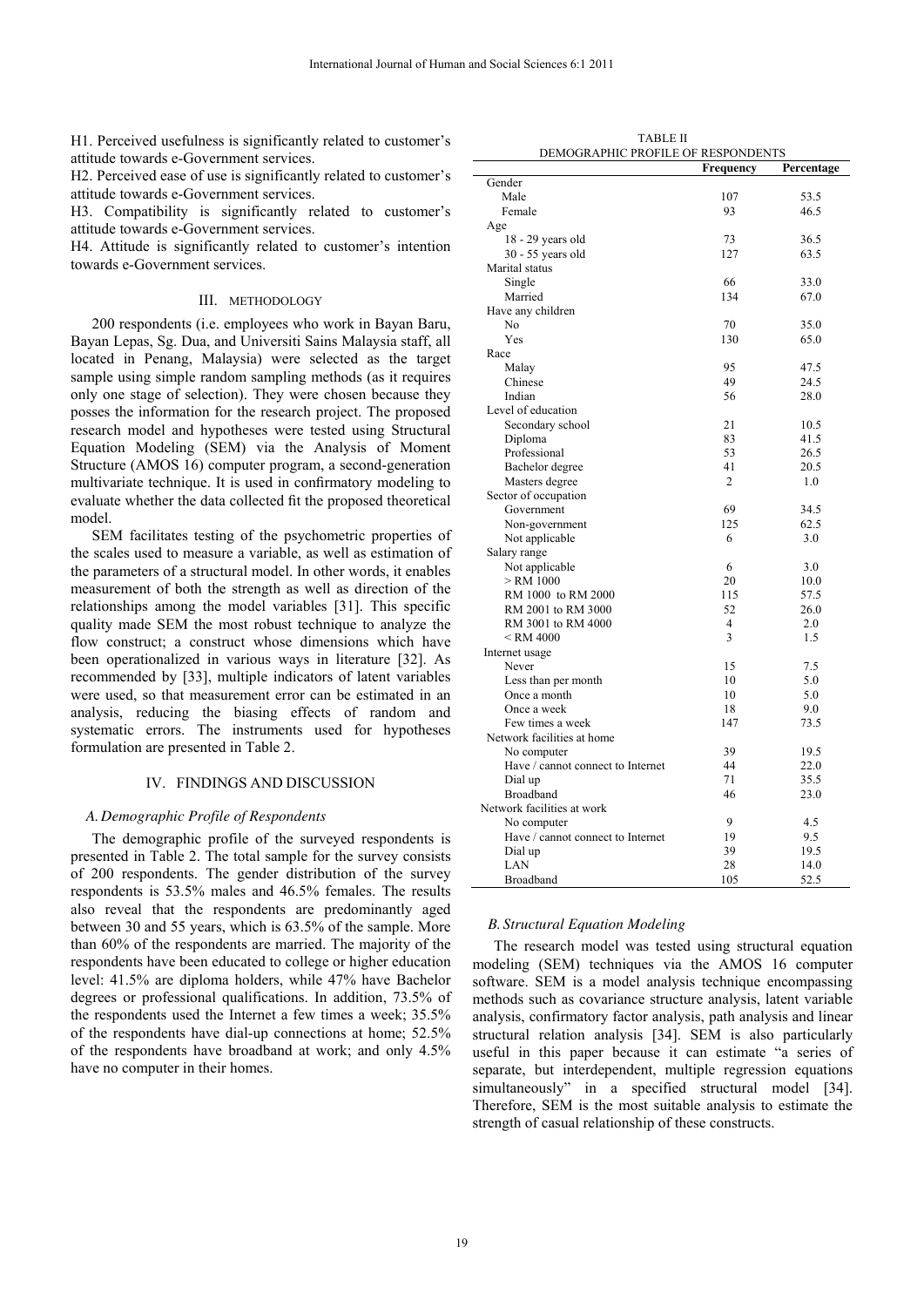H1. Perceived usefulness is significantly related to customer's attitude towards e-Government services.

H2. Perceived ease of use is significantly related to customer's attitude towards e-Government services.

H3. Compatibility is significantly related to customer's attitude towards e-Government services.

H4. Attitude is significantly related to customer's intention towards e-Government services.

## III. Methodology

200 respondents (i.e. employees who work in Bayan Baru, Bayan Lepas, Sg. Dua, and Universiti Sains Malaysia staff, all located in Penang, Malaysia) were selected as the target sample using simple random sampling methods (as it requires only one stage of selection). They were chosen because they posses the information for the research project. The proposed research model and hypotheses were tested using Structural Equation Modeling (SEM) via the Analysis of Moment Structure (AMOS 16) computer program, a second-generation multivariate technique. It is used in confirmatory modeling to evaluate whether the data collected fit the proposed theoretical model.

SEM facilitates testing of the psychometric properties of the scales used to measure a variable, as well as estimation of the parameters of a structural model. In other words, it enables measurement of both the strength as well as direction of the relationships among the model variables [31]. This specific quality made SEM the most robust technique to analyze the flow construct; a construct whose dimensions which have been operationalized in various ways in literature [32]. As recommended by [33], multiple indicators of latent variables were used, so that measurement error can be estimated in an analysis, reducing the biasing effects of random and systematic errors. The instruments used for hypotheses formulation are presented in Table 2.

## IV. Findings and Discussion

### A. Demographic Profile of Respondents

The demographic profile of the surveyed respondents is presented in Table 2. The total sample for the survey consists of 200 respondents. The gender distribution of the survey respondents is 53.5% males and 46.5% females. The results also reveal that the respondents are predominantly aged between 30 and 55 years, which is 63.5% of the sample. More than 60% of the respondents are married. The majority of the respondents have been educated to college or higher education level: 41.5% are diploma holders, while 47% have Bachelor degrees or professional qualifications. In addition, 73.5% of the respondents used the Internet a few times a week; 35.5% of the respondents have dial-up connections at home; 52.5% of the respondents have broadband at work; and only 4.5% have no computer in their homes.

TABLE II
DEMOGRAPHIC PROFILE OF RESPONDENTS

| | Frequency | Percentage |
|---|---|---|
| Gender | | |
| Male | 107 | 53.5 |
| Female | 93 | 46.5 |
| Age | | |
| 18 - 29 years old | 73 | 36.5 |
| 30 - 55 years old | 127 | 63.5 |
| Marital status | | |
| Single | 66 | 33.0 |
| Married | 134 | 67.0 |
| Have any children | | |
| No | 70 | 35.0 |
| Yes | 130 | 65.0 |
| Race | | |
| Malay | 95 | 47.5 |
| Chinese | 49 | 24.5 |
| Indian | 56 | 28.0 |
| Level of education | | |
| Secondary school | 21 | 10.5 |
| Diploma | 83 | 41.5 |
| Professional | 53 | 26.5 |
| Bachelor degree | 41 | 20.5 |
| Masters degree | 2 | 1.0 |
| Sector of occupation | | |
| Government | 69 | 34.5 |
| Non-government | 125 | 62.5 |
| Not applicable | 6 | 3.0 |
| Salary range | | |
| Not applicable | 6 | 3.0 |
| > RM 1000 | 20 | 10.0 |
| RM 1000 to RM 2000 | 115 | 57.5 |
| RM 2001 to RM 3000 | 52 | 26.0 |
| RM 3001 to RM 4000 | 4 | 2.0 |
| < RM 4000 | 3 | 1.5 |
| Internet usage | | |
| Never | 15 | 7.5 |
| Less than per month | 10 | 5.0 |
| Once a month | 10 | 5.0 |
| Once a week | 18 | 9.0 |
| Few times a week | 147 | 73.5 |
| Network facilities at home | | |
| No computer | 39 | 19.5 |
| Have / cannot connect to Internet | 44 | 22.0 |
| Dial up | 71 | 35.5 |
| Broadband | 46 | 23.0 |
| Network facilities at work | | |
| No computer | 9 | 4.5 |
| Have / cannot connect to Internet | 19 | 9.5 |
| Dial up | 39 | 19.5 |
| LAN | 28 | 14.0 |
| Broadband | 105 | 52.5 |

### B. Structural Equation Modeling

The research model was tested using structural equation modeling (SEM) techniques via the AMOS 16 computer software. SEM is a model analysis technique encompassing methods such as covariance structure analysis, latent variable analysis, confirmatory factor analysis, path analysis and linear structural relation analysis [34]. SEM is also particularly useful in this paper because it can estimate "a series of separate, but interdependent, multiple regression equations simultaneously" in a specified structural model [34]. Therefore, SEM is the most suitable analysis to estimate the strength of casual relationship of these constructs.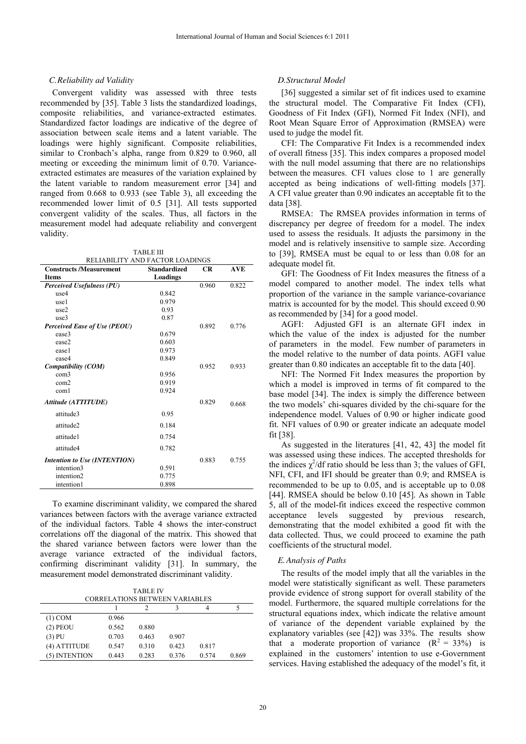### C. Reliability ad Validity

Convergent validity was assessed with three tests recommended by [35]. Table 3 lists the standardized loadings, composite reliabilities, and variance-extracted estimates. Standardized factor loadings are indicative of the degree of association between scale items and a latent variable. The loadings were highly significant. Composite reliabilities, similar to Cronbach's alpha, range from 0.829 to 0.960, all meeting or exceeding the minimum limit of 0.70. Variance-extracted estimates are measures of the variation explained by the latent variable to random measurement error [34] and ranged from 0.668 to 0.933 (see Table 3), all exceeding the recommended lower limit of 0.5 [31]. All tests supported convergent validity of the scales. Thus, all factors in the measurement model had adequate reliability and convergent validity.

TABLE III
RELIABILITY AND FACTOR LOADINGS

| Constructs /Measurement Items | Standardized Loadings | CR | AVE |
|---|---|---|---|
| ***Perceived Usefulness (PU)*** | | 0.960 | 0.822 |
| use4 | 0.842 | | |
| use1 | 0.979 | | |
| use2 | 0.93 | | |
| use3 | 0.87 | | |
| ***Perceived Ease of Use (PEOU)*** | | 0.892 | 0.776 |
| ease3 | 0.679 | | |
| ease2 | 0.603 | | |
| ease1 | 0.973 | | |
| ease4 | 0.849 | | |
| ***Compatibility (COM)*** | | 0.952 | 0.933 |
| com3 | 0.956 | | |
| com2 | 0.919 | | |
| com1 | 0.924 | | |
| ***Attitude (ATTITUDE)*** | | 0.829 | 0.668 |
| attitude3 | 0.95 | | |
| attitude2 | 0.184 | | |
| attitude1 | 0.754 | | |
| attitude4 | 0.782 | | |
| ***Intention to Use (INTENTION)*** | | 0.883 | 0.755 |
| intention3 | 0.591 | | |
| intention2 | 0.775 | | |
| intention1 | 0.898 | | |

To examine discriminant validity, we compared the shared variances between factors with the average variance extracted of the individual factors. Table 4 shows the inter-construct correlations off the diagonal of the matrix. This showed that the shared variance between factors were lower than the average variance extracted of the individual factors, confirming discriminant validity [31]. In summary, the measurement model demonstrated discriminant validity.

TABLE IV
CORRELATIONS BETWEEN VARIABLES

| | 1 | 2 | 3 | 4 | 5 |
|---|---|---|---|---|---|
| (1) COM | 0.966 | | | | |
| (2) PEOU | 0.562 | 0.880 | | | |
| (3) PU | 0.703 | 0.463 | 0.907 | | |
| (4) ATTITUDE | 0.547 | 0.310 | 0.423 | 0.817 | |
| (5) INTENTION | 0.443 | 0.283 | 0.376 | 0.574 | 0.869 |

### D. Structural Model

[36] suggested a similar set of fit indices used to examine the structural model. The Comparative Fit Index (CFI), Goodness of Fit Index (GFI), Normed Fit Index (NFI), and Root Mean Square Error of Approximation (RMSEA) were used to judge the model fit.

CFI: The Comparative Fit Index is a recommended index of overall fitness [35]. This index compares a proposed model with the null model assuming that there are no relationships between the measures. CFI values close to 1 are generally accepted as being indications of well-fitting models [37]. A CFI value greater than 0.90 indicates an acceptable fit to the data [38].

RMSEA: The RMSEA provides information in terms of discrepancy per degree of freedom for a model. The index used to assess the residuals. It adjusts the parsimony in the model and is relatively insensitive to sample size. According to [39], RMSEA must be equal to or less than 0.08 for an adequate model fit.

GFI: The Goodness of Fit Index measures the fitness of a model compared to another model. The index tells what proportion of the variance in the sample variance-covariance matrix is accounted for by the model. This should exceed 0.90 as recommended by [34] for a good model.

AGFI: Adjusted GFI is an alternate GFI index in which the value of the index is adjusted for the number of parameters in the model. Few number of parameters in the model relative to the number of data points. AGFI value greater than 0.80 indicates an acceptable fit to the data [40].

NFI: The Normed Fit Index measures the proportion by which a model is improved in terms of fit compared to the base model [34]. The index is simply the difference between the two models' chi-squares divided by the chi-square for the independence model. Values of 0.90 or higher indicate good fit. NFI values of 0.90 or greater indicate an adequate model fit [38].

As suggested in the literatures [41, 42, 43] the model fit was assessed using these indices. The accepted thresholds for the indices $\chi^2$/df ratio should be less than 3; the values of GFI, NFI, CFI, and IFI should be greater than 0.9; and RMSEA is recommended to be up to 0.05, and is acceptable up to 0.08 [44]. RMSEA should be below 0.10 [45]. As shown in Table 5, all of the model-fit indices exceed the respective common acceptance levels suggested by previous research, demonstrating that the model exhibited a good fit with the data collected. Thus, we could proceed to examine the path coefficients of the structural model.

### E. Analysis of Paths

The results of the model imply that all the variables in the model were statistically significant as well. These parameters provide evidence of strong support for overall stability of the model. Furthermore, the squared multiple correlations for the structural equations index, which indicate the relative amount of variance of the dependent variable explained by the explanatory variables (see [42]) was 33%. The results show that a moderate proportion of variance ($R^2 = 33\%$) is explained in the customers' intention to use e-Government services. Having established the adequacy of the model's fit, it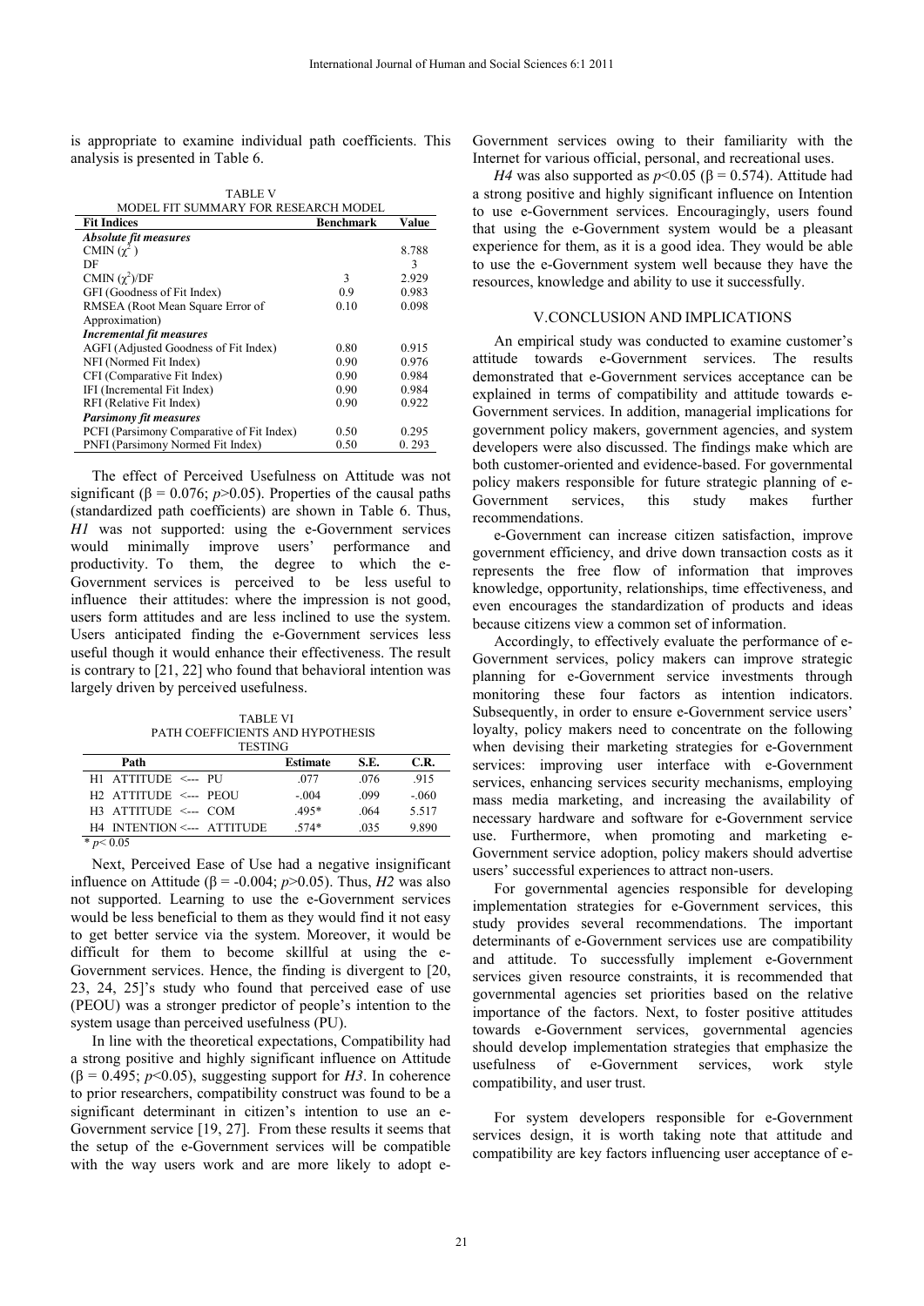is appropriate to examine individual path coefficients. This analysis is presented in Table 6.

TABLE V
MODEL FIT SUMMARY FOR RESEARCH MODEL

| Fit Indices | Benchmark | Value |
|---|---|---|
| ***Absolute fit measures*** | | |
| CMIN ($\chi^2$) | | 8.788 |
| DF | | 3 |
| CMIN ($\chi^2$)/DF | 3 | 2.929 |
| GFI (Goodness of Fit Index) | 0.9 | 0.983 |
| RMSEA (Root Mean Square Error of Approximation) | 0.10 | 0.098 |
| ***Incremental fit measures*** | | |
| AGFI (Adjusted Goodness of Fit Index) | 0.80 | 0.915 |
| NFI (Normed Fit Index) | 0.90 | 0.976 |
| CFI (Comparative Fit Index) | 0.90 | 0.984 |
| IFI (Incremental Fit Index) | 0.90 | 0.984 |
| RFI (Relative Fit Index) | 0.90 | 0.922 |
| ***Parsimony fit measures*** | | |
| PCFI (Parsimony Comparative of Fit Index) | 0.50 | 0.295 |
| PNFI (Parsimony Normed Fit Index) | 0.50 | 0. 293 |

The effect of Perceived Usefulness on Attitude was not significant ($\beta = 0.076$; $p>0.05$). Properties of the causal paths (standardized path coefficients) are shown in Table 6. Thus, *H1* was not supported: using the e-Government services would minimally improve users' performance and productivity. To them, the degree to which the e-Government services is perceived to be less useful to influence their attitudes: where the impression is not good, users form attitudes and are less inclined to use the system. Users anticipated finding the e-Government services less useful though it would enhance their effectiveness. The result is contrary to [21, 22] who found that behavioral intention was largely driven by perceived usefulness.

TABLE VI
PATH COEFFICIENTS AND HYPOTHESIS TESTING

| Path | Estimate | S.E. | C.R. |
|---|---|---|---|
| H1 ATTITUDE <--- PU | .077 | .076 | .915 |
| H2 ATTITUDE <--- PEOU | -.004 | .099 | -.060 |
| H3 ATTITUDE <--- COM | .495* | .064 | 5.517 |
| H4 INTENTION <--- ATTITUDE | .574* | .035 | 9.890 |

\* $p< 0.05$

Next, Perceived Ease of Use had a negative insignificant influence on Attitude ($\beta = -0.004$; $p>0.05$). Thus, *H2* was also not supported. Learning to use the e-Government services would be less beneficial to them as they would find it not easy to get better service via the system. Moreover, it would be difficult for them to become skillful at using the e-Government services. Hence, the finding is divergent to [20, 23, 24, 25]'s study who found that perceived ease of use (PEOU) was a stronger predictor of people's intention to the system usage than perceived usefulness (PU).

In line with the theoretical expectations, Compatibility had a strong positive and highly significant influence on Attitude ($\beta = 0.495$; $p<0.05$), suggesting support for *H3*. In coherence to prior researchers, compatibility construct was found to be a significant determinant in citizen's intention to use an e-Government service [19, 27]. From these results it seems that the setup of the e-Government services will be compatible with the way users work and are more likely to adopt e-Government services owing to their familiarity with the Internet for various official, personal, and recreational uses.

*H4* was also supported as $p<0.05$ ($\beta = 0.574$). Attitude had a strong positive and highly significant influence on Intention to use e-Government services. Encouragingly, users found that using the e-Government system would be a pleasant experience for them, as it is a good idea. They would be able to use the e-Government system well because they have the resources, knowledge and ability to use it successfully.

## V.CONCLUSION AND IMPLICATIONS

An empirical study was conducted to examine customer's attitude towards e-Government services. The results demonstrated that e-Government services acceptance can be explained in terms of compatibility and attitude towards e-Government services. In addition, managerial implications for government policy makers, government agencies, and system developers were also discussed. The findings make which are both customer-oriented and evidence-based. For governmental policy makers responsible for future strategic planning of e-Government services, this study makes further recommendations.

e-Government can increase citizen satisfaction, improve government efficiency, and drive down transaction costs as it represents the free flow of information that improves knowledge, opportunity, relationships, time effectiveness, and even encourages the standardization of products and ideas because citizens view a common set of information.

Accordingly, to effectively evaluate the performance of e-Government services, policy makers can improve strategic planning for e-Government service investments through monitoring these four factors as intention indicators. Subsequently, in order to ensure e-Government service users' loyalty, policy makers need to concentrate on the following when devising their marketing strategies for e-Government services: improving user interface with e-Government services, enhancing services security mechanisms, employing mass media marketing, and increasing the availability of necessary hardware and software for e-Government service use. Furthermore, when promoting and marketing e-Government service adoption, policy makers should advertise users' successful experiences to attract non-users.

For governmental agencies responsible for developing implementation strategies for e-Government services, this study provides several recommendations. The important determinants of e-Government services use are compatibility and attitude. To successfully implement e-Government services given resource constraints, it is recommended that governmental agencies set priorities based on the relative importance of the factors. Next, to foster positive attitudes towards e-Government services, governmental agencies should develop implementation strategies that emphasize the usefulness of e-Government services, work style compatibility, and user trust.

For system developers responsible for e-Government services design, it is worth taking note that attitude and compatibility are key factors influencing user acceptance of e-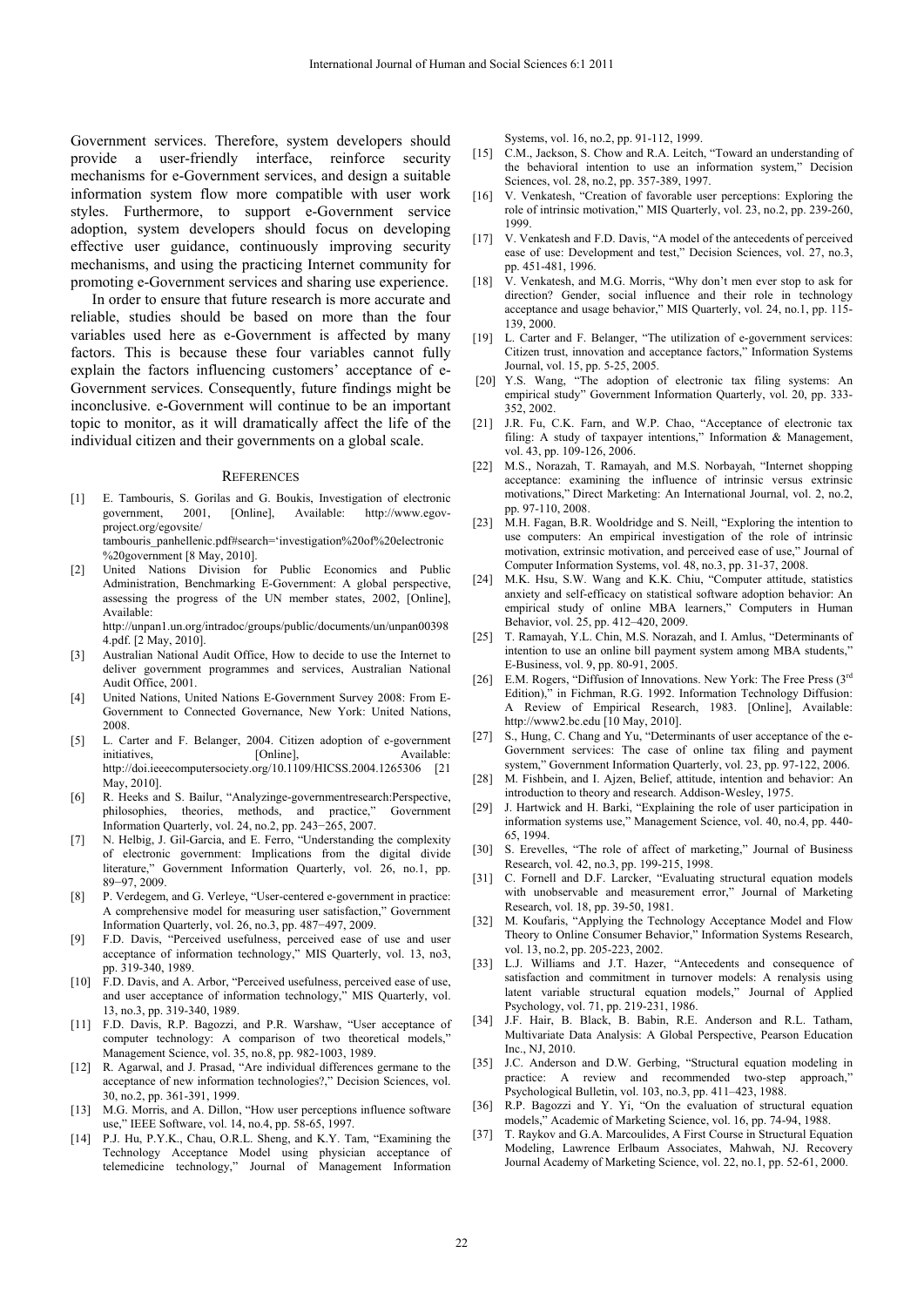Government services. Therefore, system developers should provide a user-friendly interface, reinforce security mechanisms for e-Government services, and design a suitable information system flow more compatible with user work styles. Furthermore, to support e-Government service adoption, system developers should focus on developing effective user guidance, continuously improving security mechanisms, and using the practicing Internet community for promoting e-Government services and sharing use experience.

In order to ensure that future research is more accurate and reliable, studies should be based on more than the four variables used here as e-Government is affected by many factors. This is because these four variables cannot fully explain the factors influencing customers' acceptance of e-Government services. Consequently, future findings might be inconclusive. e-Government will continue to be an important topic to monitor, as it will dramatically affect the life of the individual citizen and their governments on a global scale.

## References

[1] E. Tambouris, S. Gorilas and G. Boukis, Investigation of electronic government, 2001, [Online], Available: http://www.egov-project.org/egovsite/ tambouris_panhellenic.pdf#search='investigation%20of%20electronic %20government [8 May, 2010].

[2] United Nations Division for Public Economics and Public Administration, Benchmarking E-Government: A global perspective, assessing the progress of the UN member states, 2002, [Online], Available: http://unpan1.un.org/intradoc/groups/public/documents/un/unpan003984.pdf. [2 May, 2010].

[3] Australian National Audit Office, How to decide to use the Internet to deliver government programmes and services, Australian National Audit Office, 2001.

[4] United Nations, United Nations E-Government Survey 2008: From E-Government to Connected Governance, New York: United Nations, 2008.

[5] L. Carter and F. Belanger, 2004. Citizen adoption of e-government initiatives, [Online], Available: http://doi.ieeecomputersociety.org/10.1109/HICSS.2004.1265306 [21 May, 2010].

[6] R. Heeks and S. Bailur, "Analyzinge-governmentresearch:Perspective, philosophies, theories, methods, and practice," Government Information Quarterly, vol. 24, no.2, pp. 243−265, 2007.

[7] N. Helbig, J. Gil-Garcia, and E. Ferro, "Understanding the complexity of electronic government: Implications from the digital divide literature," Government Information Quarterly, vol. 26, no.1, pp. 89−97, 2009.

[8] P. Verdegem, and G. Verleye, "User-centered e-government in practice: A comprehensive model for measuring user satisfaction," Government Information Quarterly, vol. 26, no.3, pp. 487−497, 2009.

[9] F.D. Davis, "Perceived usefulness, perceived ease of use and user acceptance of information technology," MIS Quarterly, vol. 13, no3, pp. 319-340, 1989.

[10] F.D. Davis, and A. Arbor, "Perceived usefulness, perceived ease of use, and user acceptance of information technology," MIS Quarterly, vol. 13, no.3, pp. 319-340, 1989.

[11] F.D. Davis, R.P. Bagozzi, and P.R. Warshaw, "User acceptance of computer technology: A comparison of two theoretical models," Management Science, vol. 35, no.8, pp. 982-1003, 1989.

[12] R. Agarwal, and J. Prasad, "Are individual differences germane to the acceptance of new information technologies?," Decision Sciences, vol. 30, no.2, pp. 361-391, 1999.

[13] M.G. Morris, and A. Dillon, "How user perceptions influence software use," IEEE Software, vol. 14, no.4, pp. 58-65, 1997.

[14] P.J. Hu, P.Y.K., Chau, O.R.L. Sheng, and K.Y. Tam, "Examining the Technology Acceptance Model using physician acceptance of telemedicine technology," Journal of Management Information Systems, vol. 16, no.2, pp. 91-112, 1999.

[15] C.M., Jackson, S. Chow and R.A. Leitch, "Toward an understanding of the behavioral intention to use an information system," Decision Sciences, vol. 28, no.2, pp. 357-389, 1997.

[16] V. Venkatesh, "Creation of favorable user perceptions: Exploring the role of intrinsic motivation," MIS Quarterly, vol. 23, no.2, pp. 239-260, 1999.

[17] V. Venkatesh and F.D. Davis, "A model of the antecedents of perceived ease of use: Development and test," Decision Sciences, vol. 27, no.3, pp. 451-481, 1996.

[18] V. Venkatesh, and M.G. Morris, "Why don't men ever stop to ask for direction? Gender, social influence and their role in technology acceptance and usage behavior," MIS Quarterly, vol. 24, no.1, pp. 115-139, 2000.

[19] L. Carter and F. Belanger, "The utilization of e-government services: Citizen trust, innovation and acceptance factors," Information Systems Journal, vol. 15, pp. 5-25, 2005.

[20] Y.S. Wang, "The adoption of electronic tax filing systems: An empirical study" Government Information Quarterly, vol. 20, pp. 333-352, 2002.

[21] J.R. Fu, C.K. Farn, and W.P. Chao, "Acceptance of electronic tax filing: A study of taxpayer intentions," Information & Management, vol. 43, pp. 109-126, 2006.

[22] M.S., Norazah, T. Ramayah, and M.S. Norbayah, "Internet shopping acceptance: examining the influence of intrinsic versus extrinsic motivations," Direct Marketing: An International Journal, vol. 2, no.2, pp. 97-110, 2008.

[23] M.H. Fagan, B.R. Wooldridge and S. Neill, "Exploring the intention to use computers: An empirical investigation of the role of intrinsic motivation, extrinsic motivation, and perceived ease of use," Journal of Computer Information Systems, vol. 48, no.3, pp. 31-37, 2008.

[24] M.K. Hsu, S.W. Wang and K.K. Chiu, "Computer attitude, statistics anxiety and self-efficacy on statistical software adoption behavior: An empirical study of online MBA learners," Computers in Human Behavior, vol. 25, pp. 412–420, 2009.

[25] T. Ramayah, Y.L. Chin, M.S. Norazah, and I. Amlus, "Determinants of intention to use an online bill payment system among MBA students," E-Business, vol. 9, pp. 80-91, 2005.

[26] E.M. Rogers, "Diffusion of Innovations. New York: The Free Press (3rd Edition)," in Fichman, R.G. 1992. Information Technology Diffusion: A Review of Empirical Research, 1983. [Online], Available: http://www2.bc.edu [10 May, 2010].

[27] S., Hung, C. Chang and Yu, "Determinants of user acceptance of the e-Government services: The case of online tax filing and payment system," Government Information Quarterly, vol. 23, pp. 97-122, 2006.

[28] M. Fishbein, and I. Ajzen, Belief, attitude, intention and behavior: An introduction to theory and research. Addison-Wesley, 1975.

[29] J. Hartwick and H. Barki, "Explaining the role of user participation in information systems use," Management Science, vol. 40, no.4, pp. 440-65, 1994.

[30] S. Erevelles, "The role of affect of marketing," Journal of Business Research, vol. 42, no.3, pp. 199-215, 1998.

[31] C. Fornell and D.F. Larcker, "Evaluating structural equation models with unobservable and measurement error," Journal of Marketing Research, vol. 18, pp. 39-50, 1981.

[32] M. Koufaris, "Applying the Technology Acceptance Model and Flow Theory to Online Consumer Behavior," Information Systems Research, vol. 13, no.2, pp. 205-223, 2002.

[33] L.J. Williams and J.T. Hazer, "Antecedents and consequence of satisfaction and commitment in turnover models: A renalysis using latent variable structural equation models," Journal of Applied Psychology, vol. 71, pp. 219-231, 1986.

[34] J.F. Hair, B. Black, B. Babin, R.E. Anderson and R.L. Tatham, Multivariate Data Analysis: A Global Perspective, Pearson Education Inc., NJ, 2010.

[35] J.C. Anderson and D.W. Gerbing, "Structural equation modeling in practice: A review and recommended two-step approach," Psychological Bulletin, vol. 103, no.3, pp. 411–423, 1988.

[36] R.P. Bagozzi and Y. Yi, "On the evaluation of structural equation models," Academic of Marketing Science, vol. 16, pp. 74-94, 1988.

[37] T. Raykov and G.A. Marcoulides, A First Course in Structural Equation Modeling, Lawrence Erlbaum Associates, Mahwah, NJ. Recovery Journal Academy of Marketing Science, vol. 22, no.1, pp. 52-61, 2000.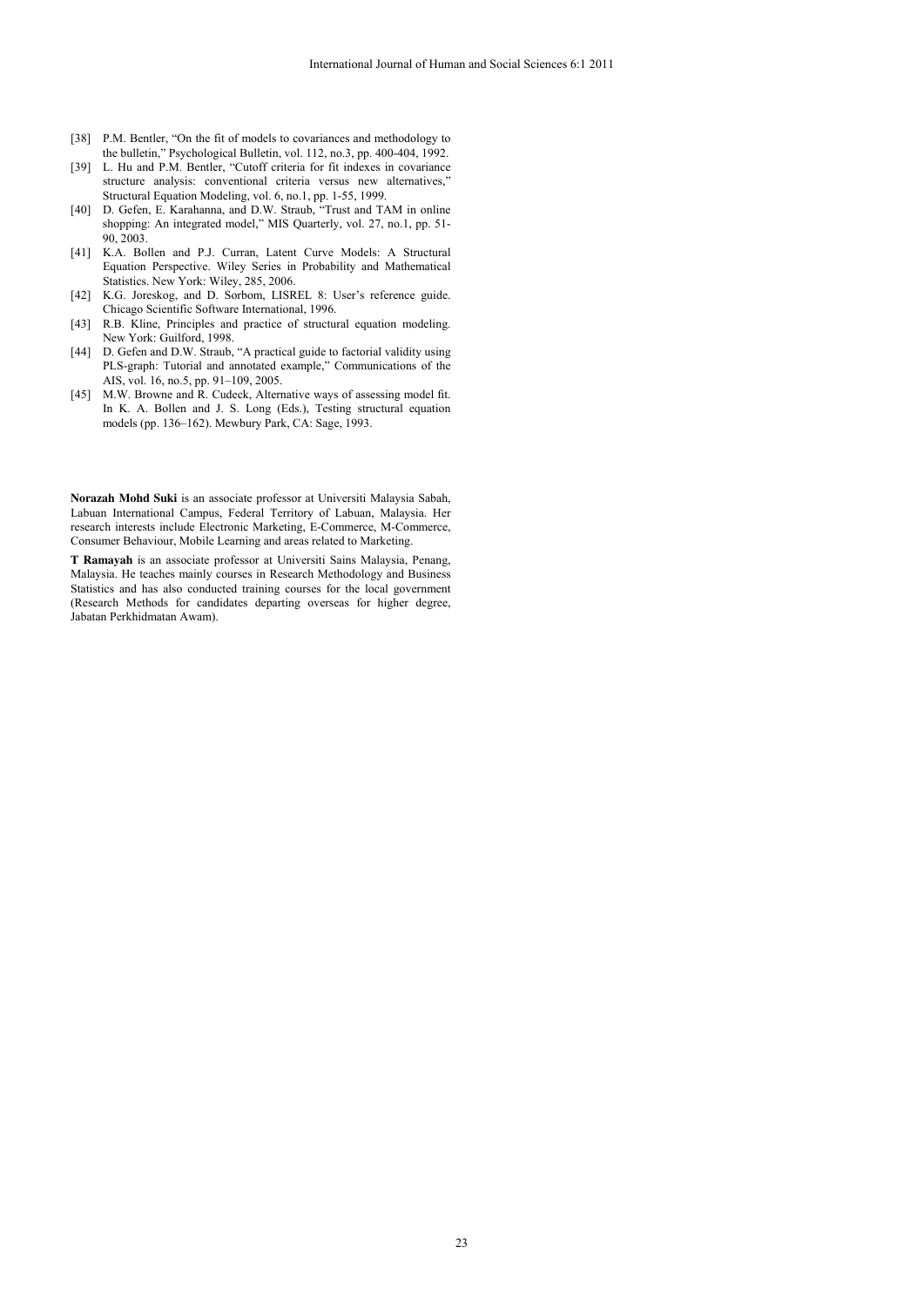[38] P.M. Bentler, "On the fit of models to covariances and methodology to the bulletin," Psychological Bulletin, vol. 112, no.3, pp. 400-404, 1992.

[39] L. Hu and P.M. Bentler, "Cutoff criteria for fit indexes in covariance structure analysis: conventional criteria versus new alternatives," Structural Equation Modeling, vol. 6, no.1, pp. 1-55, 1999.

[40] D. Gefen, E. Karahanna, and D.W. Straub, "Trust and TAM in online shopping: An integrated model," MIS Quarterly, vol. 27, no.1, pp. 51-90, 2003.

[41] K.A. Bollen and P.J. Curran, Latent Curve Models: A Structural Equation Perspective. Wiley Series in Probability and Mathematical Statistics. New York: Wiley, 285, 2006.

[42] K.G. Joreskog, and D. Sorbom, LISREL 8: User's reference guide. Chicago Scientific Software International, 1996.

[43] R.B. Kline, Principles and practice of structural equation modeling. New York: Guilford, 1998.

[44] D. Gefen and D.W. Straub, "A practical guide to factorial validity using PLS-graph: Tutorial and annotated example," Communications of the AIS, vol. 16, no.5, pp. 91–109, 2005.

[45] M.W. Browne and R. Cudeck, Alternative ways of assessing model fit. In K. A. Bollen and J. S. Long (Eds.), Testing structural equation models (pp. 136–162). Mewbury Park, CA: Sage, 1993.

**Norazah Mohd Suki** is an associate professor at Universiti Malaysia Sabah, Labuan International Campus, Federal Territory of Labuan, Malaysia. Her research interests include Electronic Marketing, E-Commerce, M-Commerce, Consumer Behaviour, Mobile Learning and areas related to Marketing.

**T Ramayah** is an associate professor at Universiti Sains Malaysia, Penang, Malaysia. He teaches mainly courses in Research Methodology and Business Statistics and has also conducted training courses for the local government (Research Methods for candidates departing overseas for higher degree, Jabatan Perkhidmatan Awam).